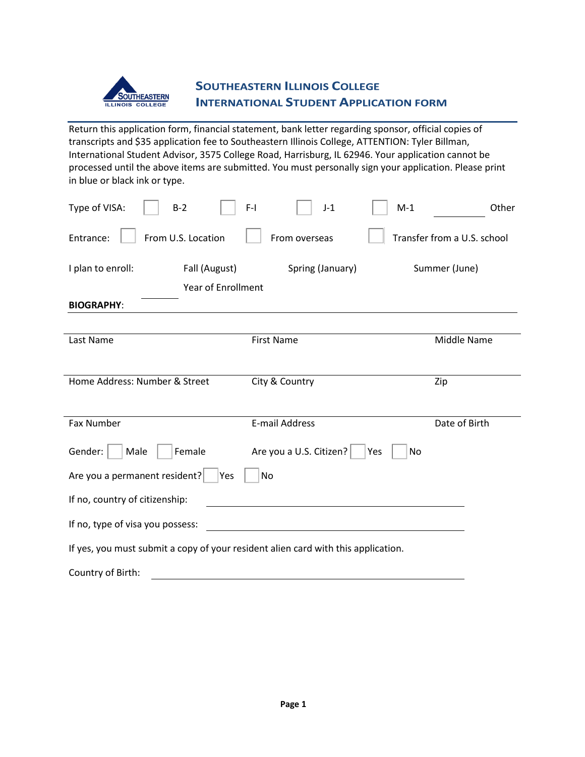# Southeastern Illinois College
## International Student Application Form

Return this application form, financial statement, bank letter regarding sponsor, official copies of transcripts and $35 application fee to Southeastern Illinois College, ATTENTION: Tyler Billman, International Student Advisor, 3575 College Road, Harrisburg, IL 62946. Your application cannot be processed until the above items are submitted. You must personally sign your application. Please print in blue or black ink or type.

Type of VISA: ☐ B-2 ☐ F-I ☐ J-1 ☐ M-1 ________ Other

Entrance: ☐ From U.S. Location ☐ From overseas ☐ Transfer from a U.S. school

I plan to enroll: Fall (August) Spring (January) Summer (June)

________ Year of Enrollment

**BIOGRAPHY**:

| Last Name | First Name | Middle Name |
|---|---|---|
| | | |

| Home Address: Number & Street | City & Country | Zip |
|---|---|---|
| | | |

| Fax Number | E-mail Address | Date of Birth |
|---|---|---|
| | | |

Gender: ☐ Male ☐ Female Are you a U.S. Citizen? ☐ Yes ☐ No

Are you a permanent resident? ☐ Yes ☐ No

If no, country of citizenship: ________________________

If no, type of visa you possess: ________________________

If yes, you must submit a copy of your resident alien card with this application.

Country of Birth: ________________________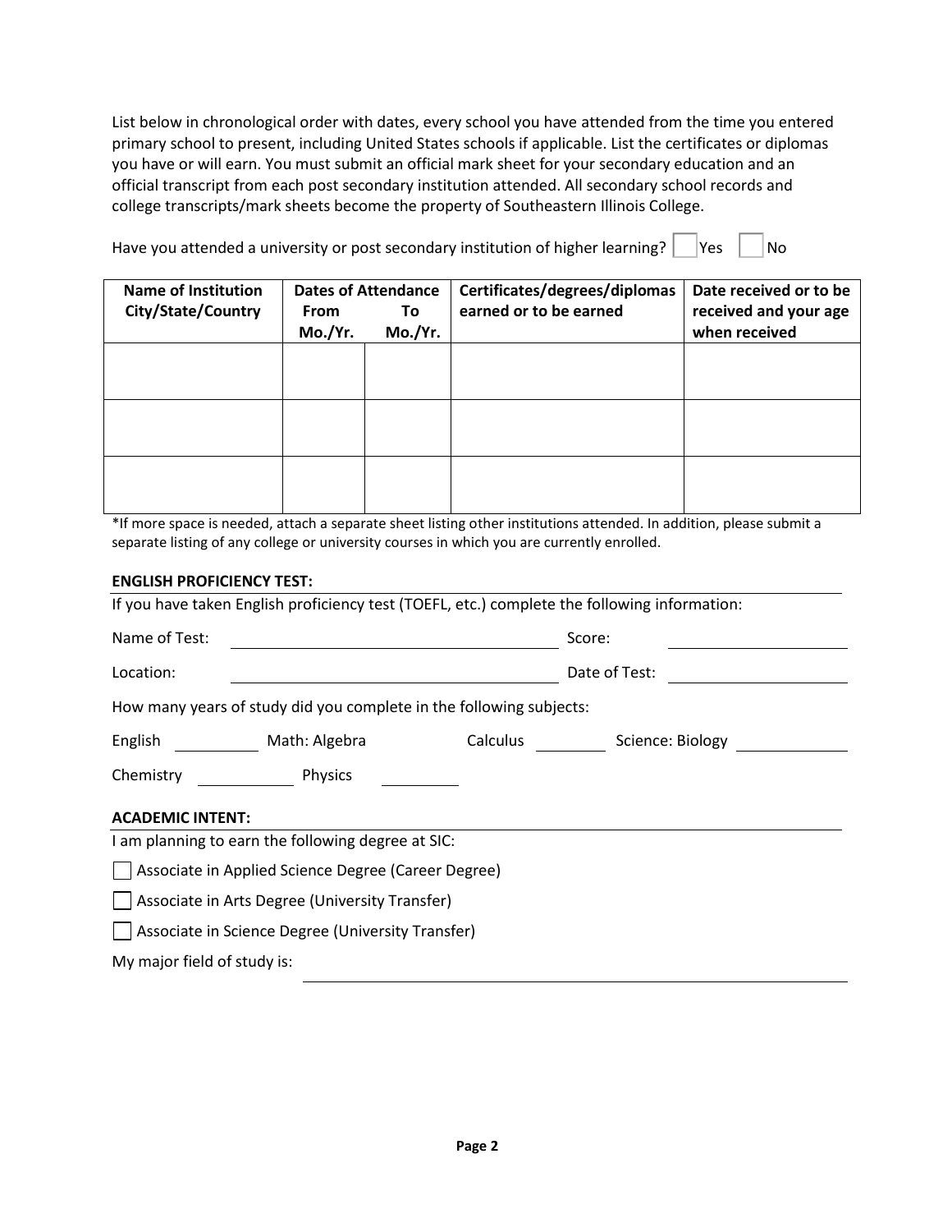List below in chronological order with dates, every school you have attended from the time you entered primary school to present, including United States schools if applicable. List the certificates or diplomas you have or will earn. You must submit an official mark sheet for your secondary education and an official transcript from each post secondary institution attended. All secondary school records and college transcripts/mark sheets become the property of Southeastern Illinois College.

Have you attended a university or post secondary institution of higher learning? ☐ Yes ☐ No

| Name of Institution City/State/Country | Dates of Attendance From Mo./Yr. | To Mo./Yr. | Certificates/degrees/diplomas earned or to be earned | Date received or to be received and your age when received |
|---|---|---|---|---|
| | | | | |
| | | | | |
| | | | | |

*If more space is needed, attach a separate sheet listing other institutions attended. In addition, please submit a separate listing of any college or university courses in which you are currently enrolled.

**ENGLISH PROFICIENCY TEST:**

If you have taken English proficiency test (TOEFL, etc.) complete the following information:

Name of Test: ______________________ Score: ______________

Location: ______________________ Date of Test: ______________

How many years of study did you complete in the following subjects:

English ________ Math: Algebra ________ Calculus ________ Science: Biology ________

Chemistry ________ Physics ________

**ACADEMIC INTENT:**

I am planning to earn the following degree at SIC:

☐ Associate in Applied Science Degree (Career Degree)

☐ Associate in Arts Degree (University Transfer)

☐ Associate in Science Degree (University Transfer)

My major field of study is: ______________________________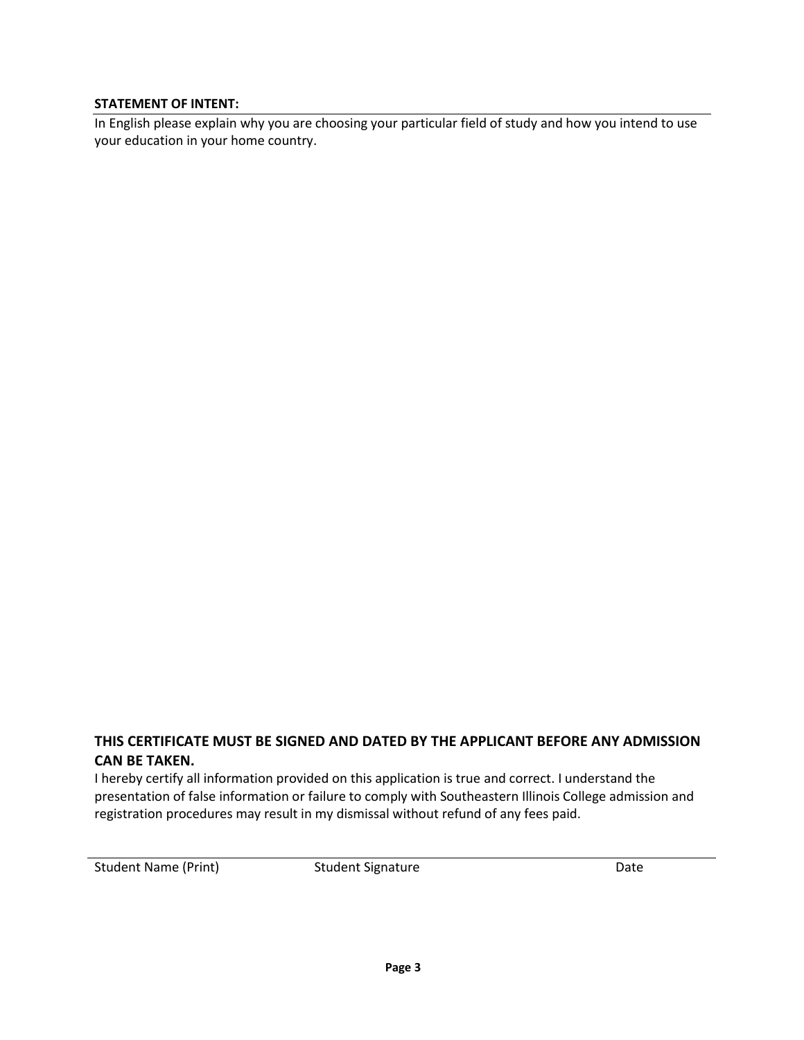**STATEMENT OF INTENT:**

In English please explain why you are choosing your particular field of study and how you intend to use your education in your home country.

**THIS CERTIFICATE MUST BE SIGNED AND DATED BY THE APPLICANT BEFORE ANY ADMISSION CAN BE TAKEN.**

I hereby certify all information provided on this application is true and correct. I understand the presentation of false information or failure to comply with Southeastern Illinois College admission and registration procedures may result in my dismissal without refund of any fees paid.

| Student Name (Print) | Student Signature | Date |
|---|---|---|